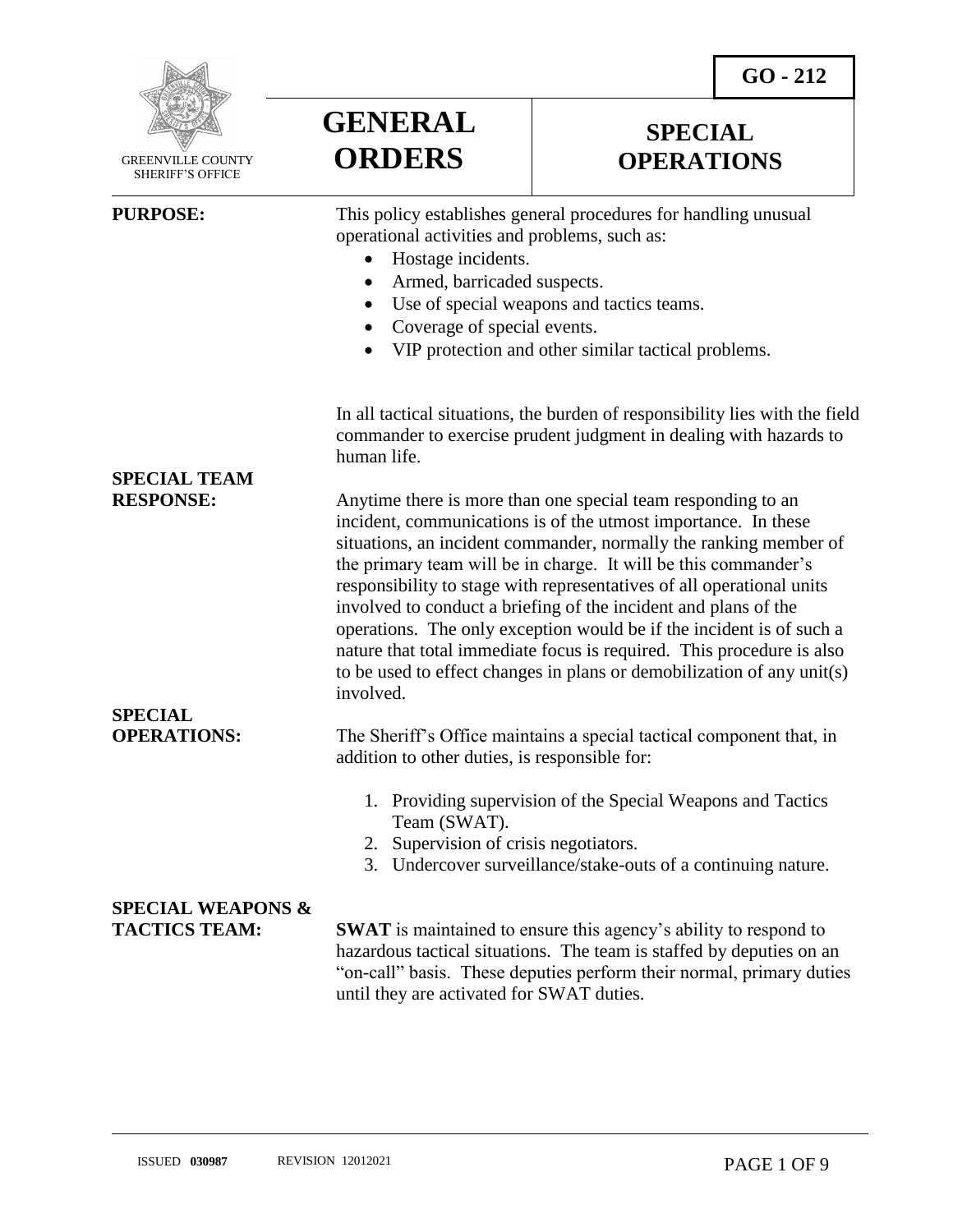GREENVILLE COUNTY SHERIFF'S OFFICE

# GENERAL ORDERS

# SPECIAL OPERATIONS

**GO - 212**

**PURPOSE:**

This policy establishes general procedures for handling unusual operational activities and problems, such as:

- Hostage incidents.
- Armed, barricaded suspects.
- Use of special weapons and tactics teams.
- Coverage of special events.
- VIP protection and other similar tactical problems.

In all tactical situations, the burden of responsibility lies with the field commander to exercise prudent judgment in dealing with hazards to human life.

**SPECIAL TEAM RESPONSE:**

Anytime there is more than one special team responding to an incident, communications is of the utmost importance. In these situations, an incident commander, normally the ranking member of the primary team will be in charge. It will be this commander's responsibility to stage with representatives of all operational units involved to conduct a briefing of the incident and plans of the operations. The only exception would be if the incident is of such a nature that total immediate focus is required. This procedure is also to be used to effect changes in plans or demobilization of any unit(s) involved.

**SPECIAL OPERATIONS:**

The Sheriff's Office maintains a special tactical component that, in addition to other duties, is responsible for:

1. Providing supervision of the Special Weapons and Tactics Team (SWAT).
2. Supervision of crisis negotiators.
3. Undercover surveillance/stake-outs of a continuing nature.

**SPECIAL WEAPONS & TACTICS TEAM:**

**SWAT** is maintained to ensure this agency's ability to respond to hazardous tactical situations. The team is staffed by deputies on an "on-call" basis. These deputies perform their normal, primary duties until they are activated for SWAT duties.

ISSUED **030987** REVISION 12012021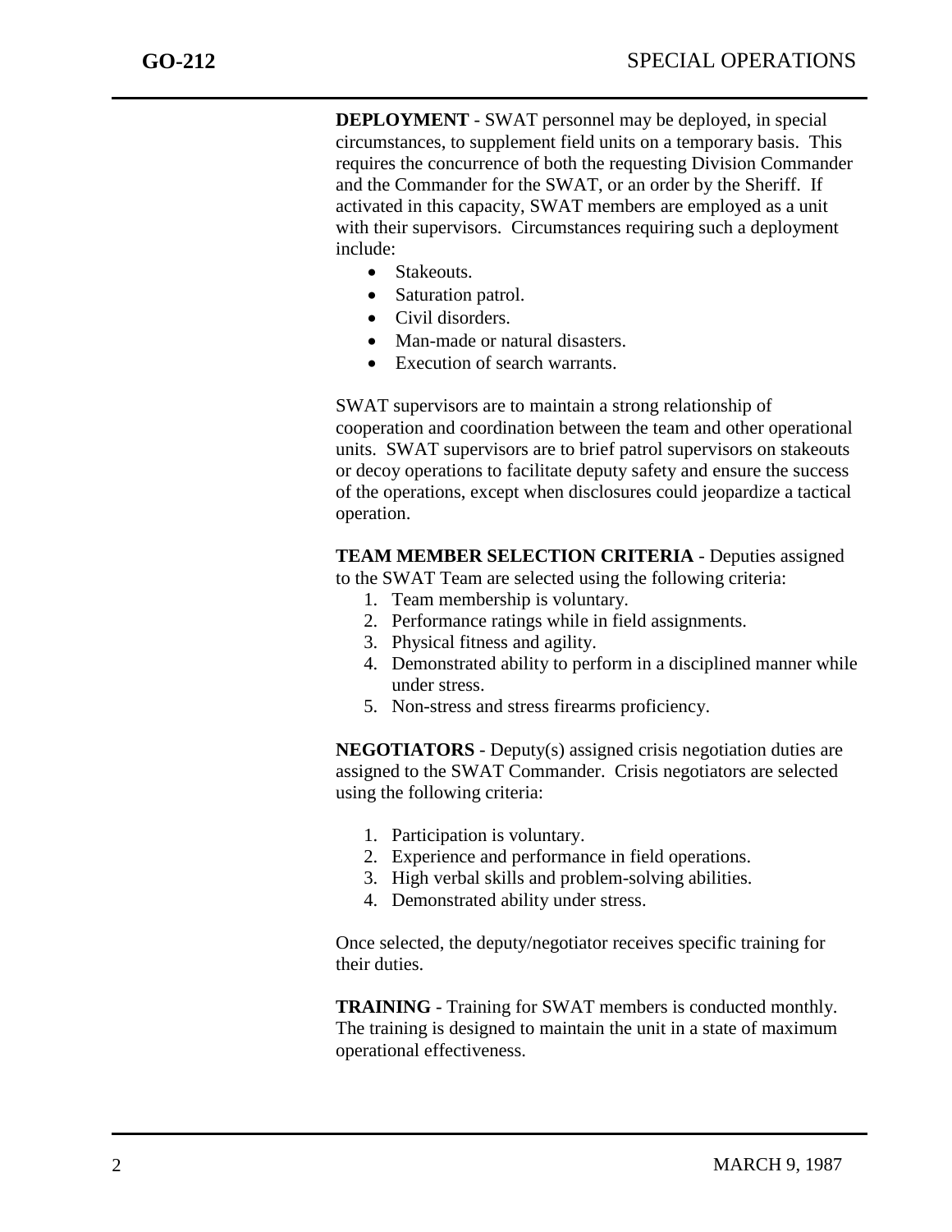**DEPLOYMENT** - SWAT personnel may be deployed, in special circumstances, to supplement field units on a temporary basis. This requires the concurrence of both the requesting Division Commander and the Commander for the SWAT, or an order by the Sheriff. If activated in this capacity, SWAT members are employed as a unit with their supervisors. Circumstances requiring such a deployment include:

- Stakeouts.
- Saturation patrol.
- Civil disorders.
- Man-made or natural disasters.
- Execution of search warrants.

SWAT supervisors are to maintain a strong relationship of cooperation and coordination between the team and other operational units. SWAT supervisors are to brief patrol supervisors on stakeouts or decoy operations to facilitate deputy safety and ensure the success of the operations, except when disclosures could jeopardize a tactical operation.

**TEAM MEMBER SELECTION CRITERIA** - Deputies assigned to the SWAT Team are selected using the following criteria:

1. Team membership is voluntary.
2. Performance ratings while in field assignments.
3. Physical fitness and agility.
4. Demonstrated ability to perform in a disciplined manner while under stress.
5. Non-stress and stress firearms proficiency.

**NEGOTIATORS** - Deputy(s) assigned crisis negotiation duties are assigned to the SWAT Commander. Crisis negotiators are selected using the following criteria:

1. Participation is voluntary.
2. Experience and performance in field operations.
3. High verbal skills and problem-solving abilities.
4. Demonstrated ability under stress.

Once selected, the deputy/negotiator receives specific training for their duties.

**TRAINING** - Training for SWAT members is conducted monthly. The training is designed to maintain the unit in a state of maximum operational effectiveness.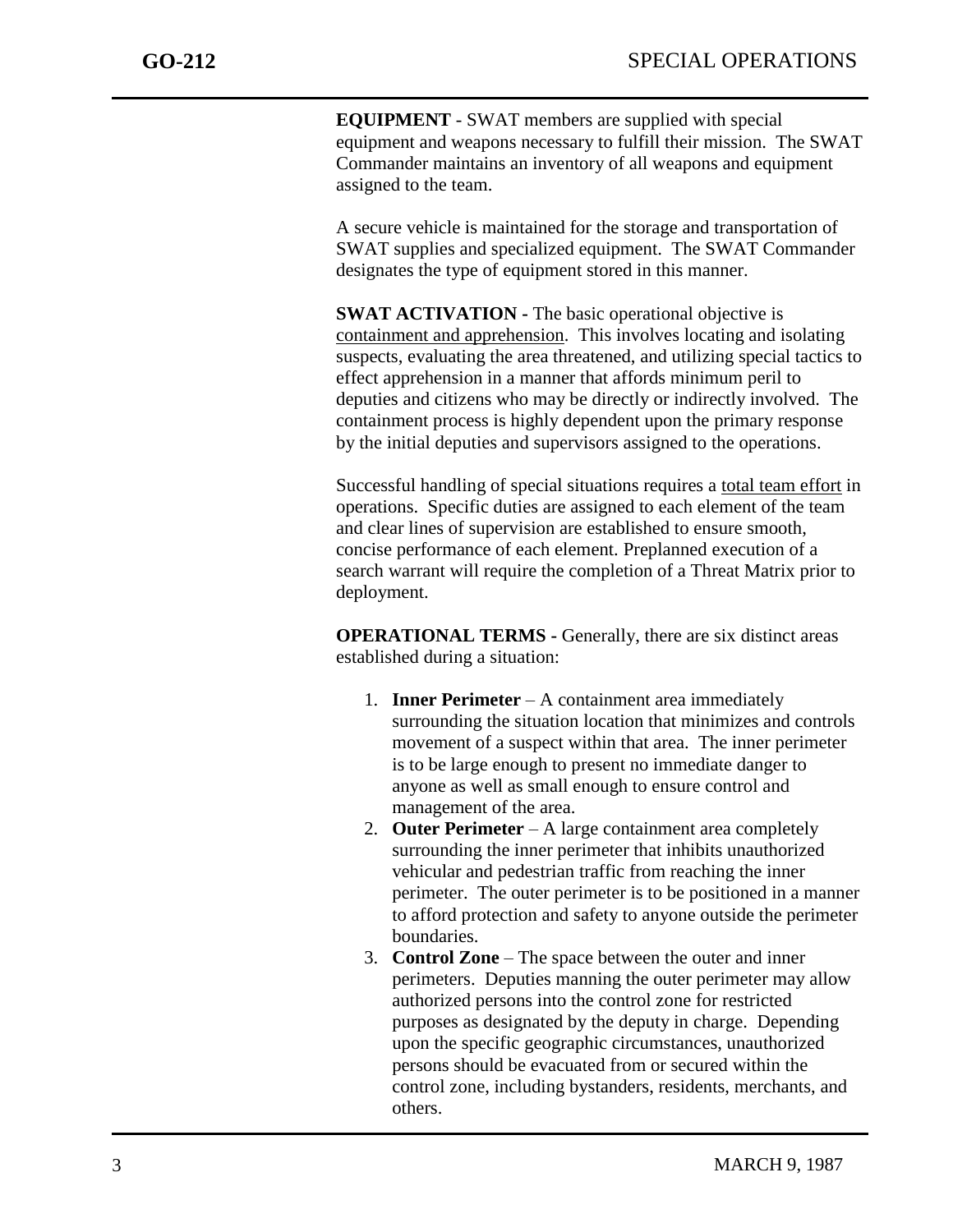**EQUIPMENT** - SWAT members are supplied with special equipment and weapons necessary to fulfill their mission. The SWAT Commander maintains an inventory of all weapons and equipment assigned to the team.

A secure vehicle is maintained for the storage and transportation of SWAT supplies and specialized equipment. The SWAT Commander designates the type of equipment stored in this manner.

**SWAT ACTIVATION -** The basic operational objective is containment and apprehension. This involves locating and isolating suspects, evaluating the area threatened, and utilizing special tactics to effect apprehension in a manner that affords minimum peril to deputies and citizens who may be directly or indirectly involved. The containment process is highly dependent upon the primary response by the initial deputies and supervisors assigned to the operations.

Successful handling of special situations requires a total team effort in operations. Specific duties are assigned to each element of the team and clear lines of supervision are established to ensure smooth, concise performance of each element. Preplanned execution of a search warrant will require the completion of a Threat Matrix prior to deployment.

**OPERATIONAL TERMS -** Generally, there are six distinct areas established during a situation:

1. **Inner Perimeter** – A containment area immediately surrounding the situation location that minimizes and controls movement of a suspect within that area. The inner perimeter is to be large enough to present no immediate danger to anyone as well as small enough to ensure control and management of the area.
2. **Outer Perimeter** – A large containment area completely surrounding the inner perimeter that inhibits unauthorized vehicular and pedestrian traffic from reaching the inner perimeter. The outer perimeter is to be positioned in a manner to afford protection and safety to anyone outside the perimeter boundaries.
3. **Control Zone** – The space between the outer and inner perimeters. Deputies manning the outer perimeter may allow authorized persons into the control zone for restricted purposes as designated by the deputy in charge. Depending upon the specific geographic circumstances, unauthorized persons should be evacuated from or secured within the control zone, including bystanders, residents, merchants, and others.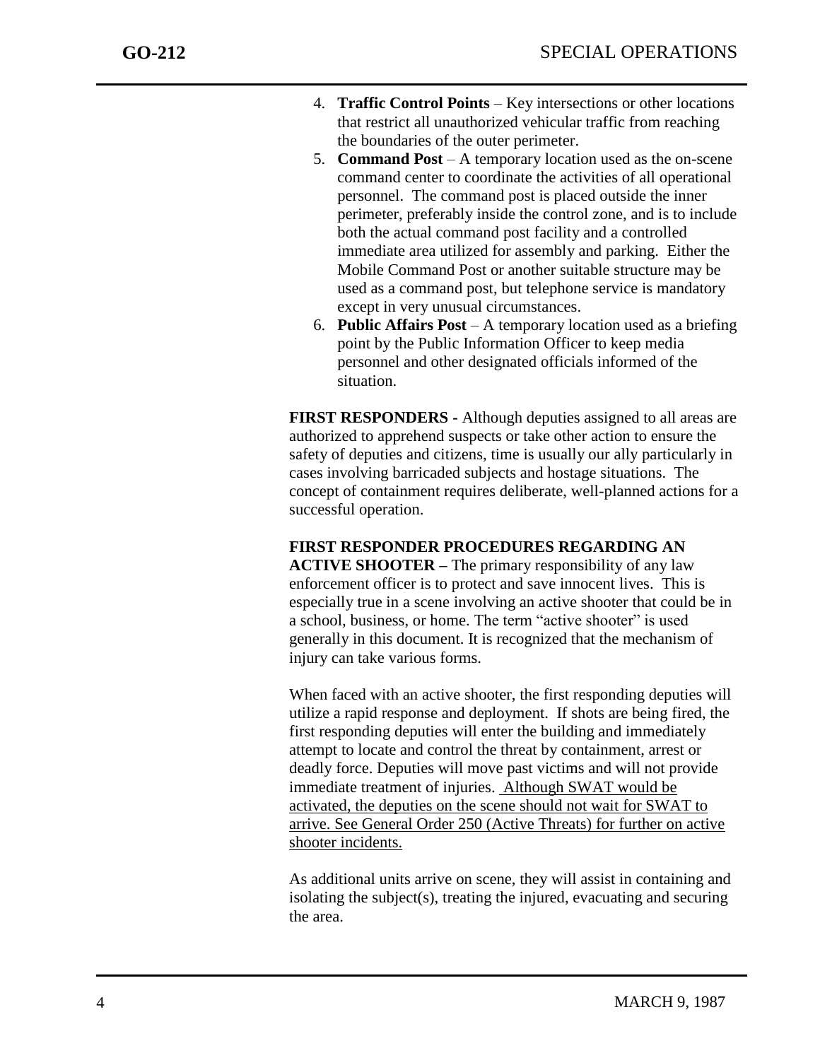4. **Traffic Control Points** – Key intersections or other locations that restrict all unauthorized vehicular traffic from reaching the boundaries of the outer perimeter.
5. **Command Post** – A temporary location used as the on-scene command center to coordinate the activities of all operational personnel. The command post is placed outside the inner perimeter, preferably inside the control zone, and is to include both the actual command post facility and a controlled immediate area utilized for assembly and parking. Either the Mobile Command Post or another suitable structure may be used as a command post, but telephone service is mandatory except in very unusual circumstances.
6. **Public Affairs Post** – A temporary location used as a briefing point by the Public Information Officer to keep media personnel and other designated officials informed of the situation.

**FIRST RESPONDERS -** Although deputies assigned to all areas are authorized to apprehend suspects or take other action to ensure the safety of deputies and citizens, time is usually our ally particularly in cases involving barricaded subjects and hostage situations. The concept of containment requires deliberate, well-planned actions for a successful operation.

**FIRST RESPONDER PROCEDURES REGARDING AN ACTIVE SHOOTER –** The primary responsibility of any law enforcement officer is to protect and save innocent lives. This is especially true in a scene involving an active shooter that could be in a school, business, or home. The term "active shooter" is used generally in this document. It is recognized that the mechanism of injury can take various forms.

When faced with an active shooter, the first responding deputies will utilize a rapid response and deployment. If shots are being fired, the first responding deputies will enter the building and immediately attempt to locate and control the threat by containment, arrest or deadly force. Deputies will move past victims and will not provide immediate treatment of injuries. Although SWAT would be activated, the deputies on the scene should not wait for SWAT to arrive. See General Order 250 (Active Threats) for further on active shooter incidents.

As additional units arrive on scene, they will assist in containing and isolating the subject(s), treating the injured, evacuating and securing the area.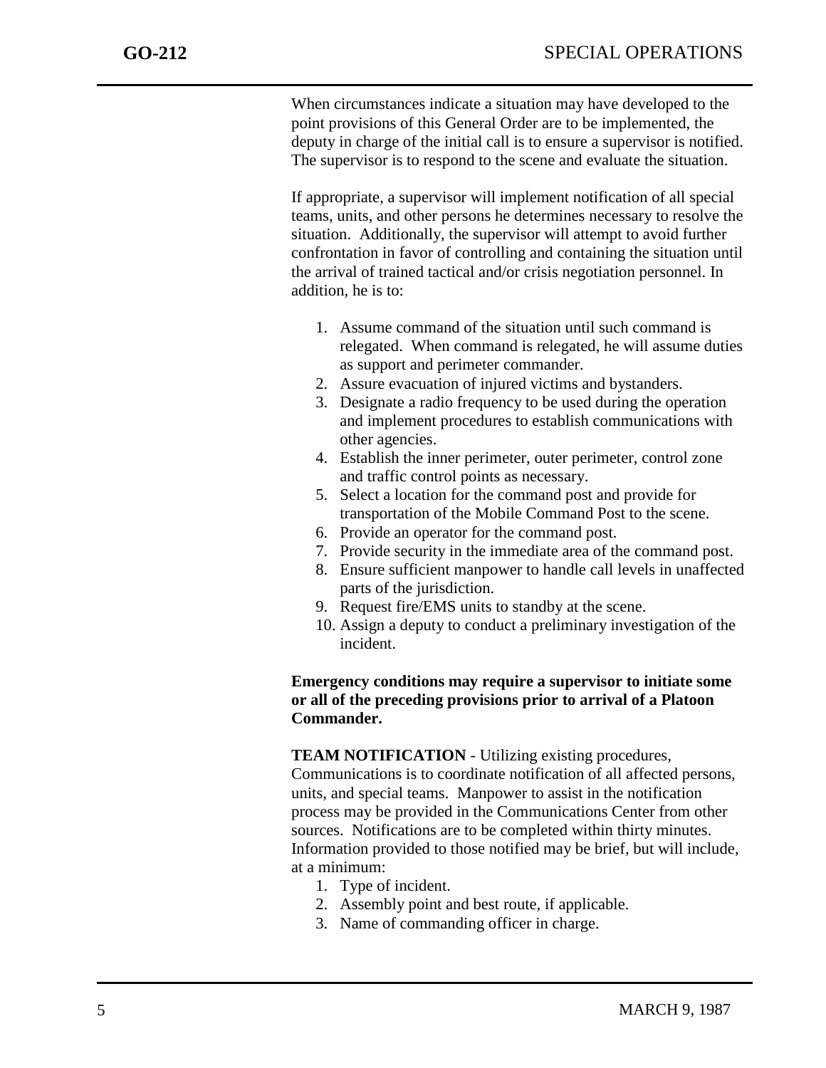When circumstances indicate a situation may have developed to the point provisions of this General Order are to be implemented, the deputy in charge of the initial call is to ensure a supervisor is notified. The supervisor is to respond to the scene and evaluate the situation.

If appropriate, a supervisor will implement notification of all special teams, units, and other persons he determines necessary to resolve the situation. Additionally, the supervisor will attempt to avoid further confrontation in favor of controlling and containing the situation until the arrival of trained tactical and/or crisis negotiation personnel. In addition, he is to:

1. Assume command of the situation until such command is relegated. When command is relegated, he will assume duties as support and perimeter commander.
2. Assure evacuation of injured victims and bystanders.
3. Designate a radio frequency to be used during the operation and implement procedures to establish communications with other agencies.
4. Establish the inner perimeter, outer perimeter, control zone and traffic control points as necessary.
5. Select a location for the command post and provide for transportation of the Mobile Command Post to the scene.
6. Provide an operator for the command post.
7. Provide security in the immediate area of the command post.
8. Ensure sufficient manpower to handle call levels in unaffected parts of the jurisdiction.
9. Request fire/EMS units to standby at the scene.
10. Assign a deputy to conduct a preliminary investigation of the incident.

**Emergency conditions may require a supervisor to initiate some or all of the preceding provisions prior to arrival of a Platoon Commander.**

**TEAM NOTIFICATION** - Utilizing existing procedures, Communications is to coordinate notification of all affected persons, units, and special teams. Manpower to assist in the notification process may be provided in the Communications Center from other sources. Notifications are to be completed within thirty minutes. Information provided to those notified may be brief, but will include, at a minimum:

1. Type of incident.
2. Assembly point and best route, if applicable.
3. Name of commanding officer in charge.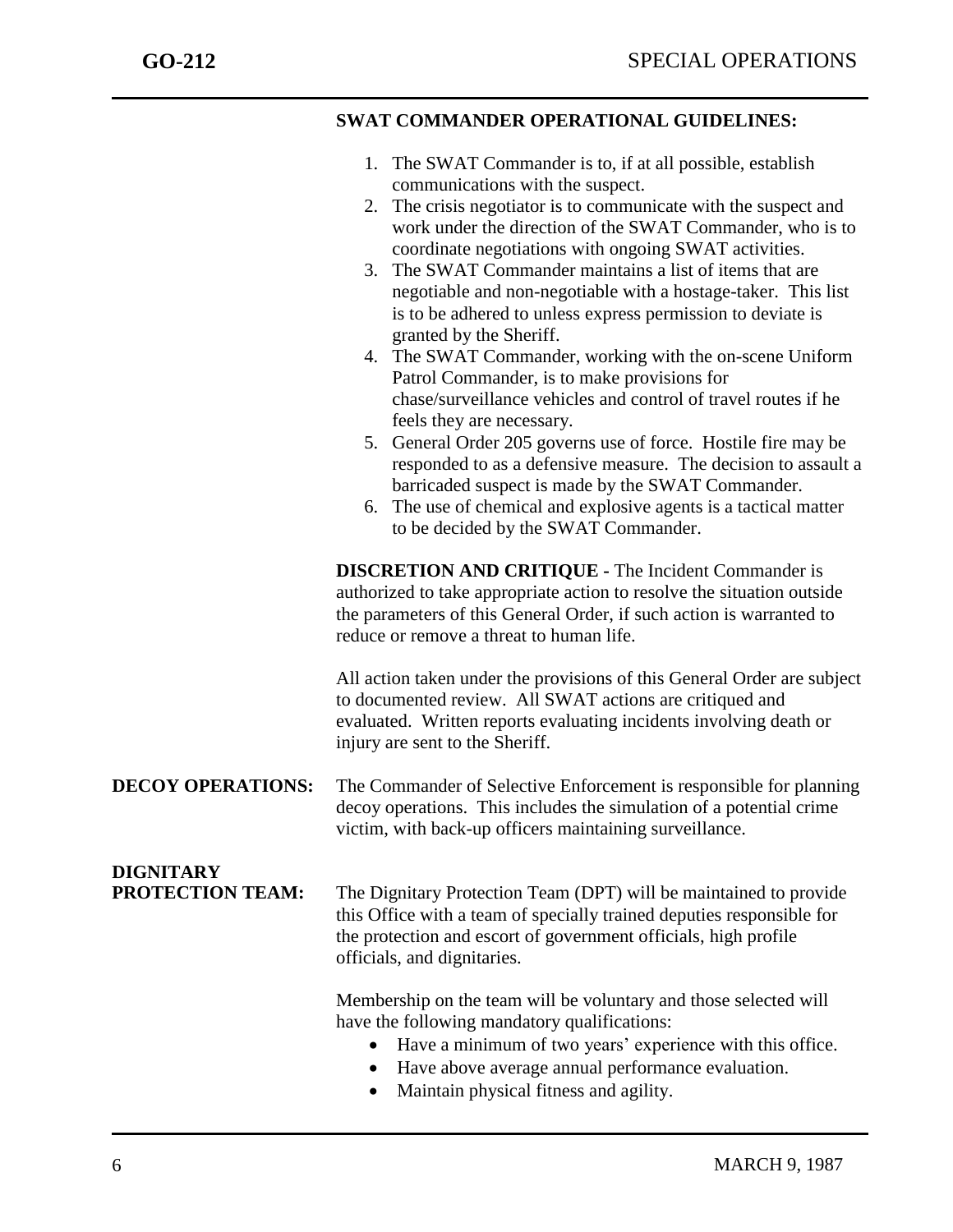**SWAT COMMANDER OPERATIONAL GUIDELINES:**

1. The SWAT Commander is to, if at all possible, establish communications with the suspect.
2. The crisis negotiator is to communicate with the suspect and work under the direction of the SWAT Commander, who is to coordinate negotiations with ongoing SWAT activities.
3. The SWAT Commander maintains a list of items that are negotiable and non-negotiable with a hostage-taker. This list is to be adhered to unless express permission to deviate is granted by the Sheriff.
4. The SWAT Commander, working with the on-scene Uniform Patrol Commander, is to make provisions for chase/surveillance vehicles and control of travel routes if he feels they are necessary.
5. General Order 205 governs use of force. Hostile fire may be responded to as a defensive measure. The decision to assault a barricaded suspect is made by the SWAT Commander.
6. The use of chemical and explosive agents is a tactical matter to be decided by the SWAT Commander.

**DISCRETION AND CRITIQUE -** The Incident Commander is authorized to take appropriate action to resolve the situation outside the parameters of this General Order, if such action is warranted to reduce or remove a threat to human life.

All action taken under the provisions of this General Order are subject to documented review. All SWAT actions are critiqued and evaluated. Written reports evaluating incidents involving death or injury are sent to the Sheriff.

**DECOY OPERATIONS:** The Commander of Selective Enforcement is responsible for planning decoy operations. This includes the simulation of a potential crime victim, with back-up officers maintaining surveillance.

**DIGNITARY PROTECTION TEAM:** The Dignitary Protection Team (DPT) will be maintained to provide this Office with a team of specially trained deputies responsible for the protection and escort of government officials, high profile officials, and dignitaries.

Membership on the team will be voluntary and those selected will have the following mandatory qualifications:

- Have a minimum of two years' experience with this office.
- Have above average annual performance evaluation.
- Maintain physical fitness and agility.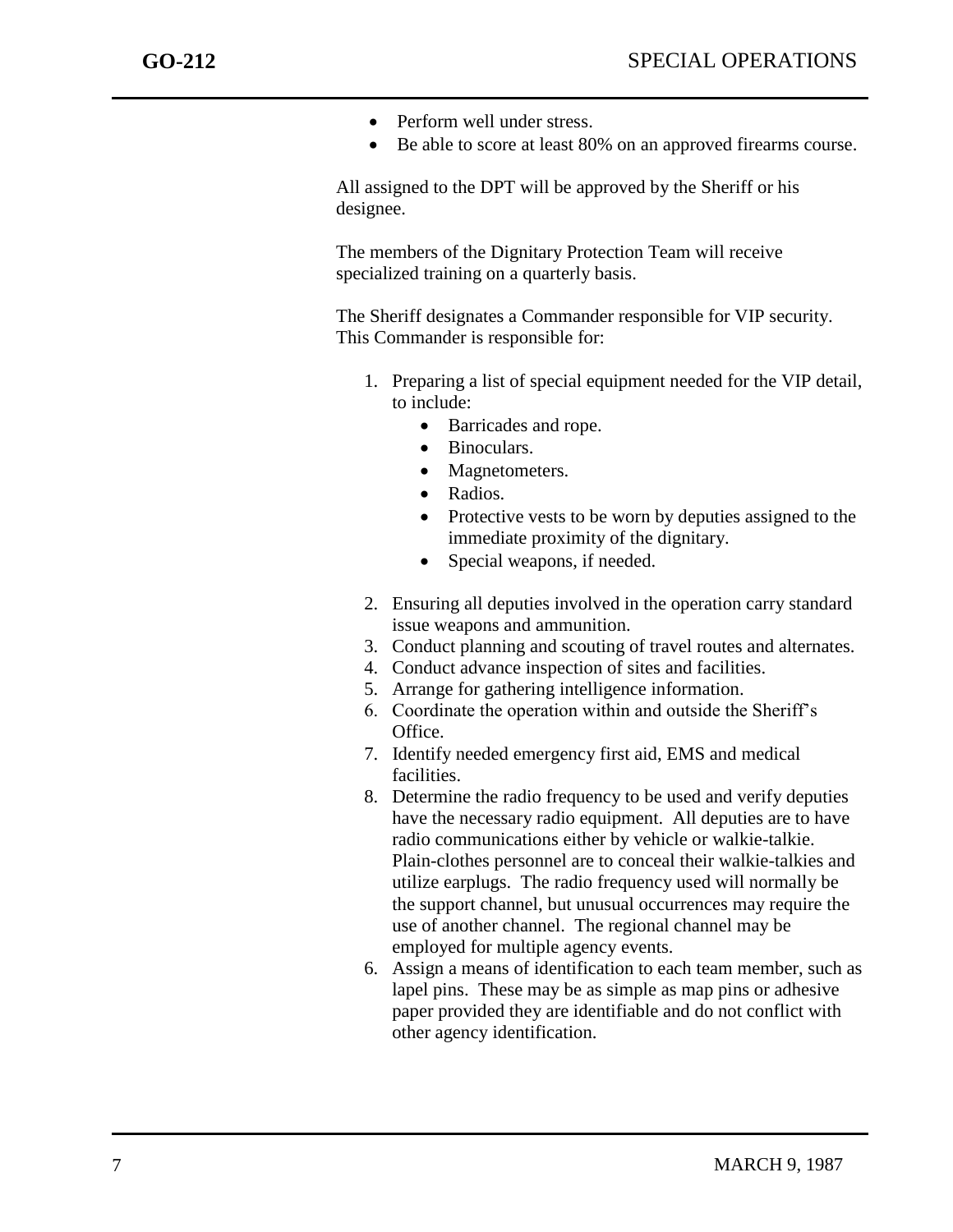- Perform well under stress.
- Be able to score at least 80% on an approved firearms course.

All assigned to the DPT will be approved by the Sheriff or his designee.

The members of the Dignitary Protection Team will receive specialized training on a quarterly basis.

The Sheriff designates a Commander responsible for VIP security. This Commander is responsible for:

1. Preparing a list of special equipment needed for the VIP detail, to include:
   - Barricades and rope.
   - Binoculars.
   - Magnetometers.
   - Radios.
   - Protective vests to be worn by deputies assigned to the immediate proximity of the dignitary.
   - Special weapons, if needed.
2. Ensuring all deputies involved in the operation carry standard issue weapons and ammunition.
3. Conduct planning and scouting of travel routes and alternates.
4. Conduct advance inspection of sites and facilities.
5. Arrange for gathering intelligence information.
6. Coordinate the operation within and outside the Sheriff's Office.
7. Identify needed emergency first aid, EMS and medical facilities.
8. Determine the radio frequency to be used and verify deputies have the necessary radio equipment. All deputies are to have radio communications either by vehicle or walkie-talkie. Plain-clothes personnel are to conceal their walkie-talkies and utilize earplugs. The radio frequency used will normally be the support channel, but unusual occurrences may require the use of another channel. The regional channel may be employed for multiple agency events.

6\. Assign a means of identification to each team member, such as lapel pins. These may be as simple as map pins or adhesive paper provided they are identifiable and do not conflict with other agency identification.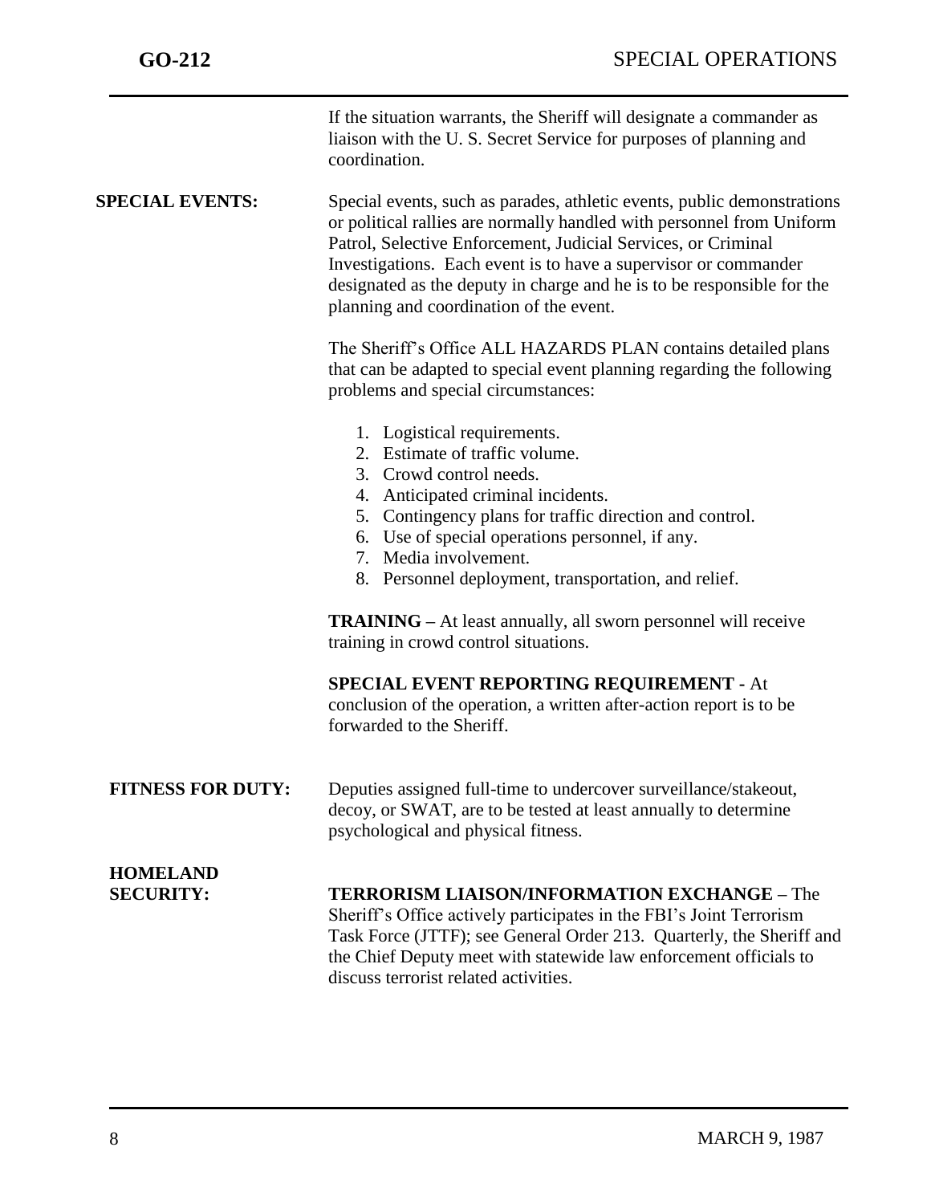If the situation warrants, the Sheriff will designate a commander as liaison with the U. S. Secret Service for purposes of planning and coordination.

**SPECIAL EVENTS:** Special events, such as parades, athletic events, public demonstrations or political rallies are normally handled with personnel from Uniform Patrol, Selective Enforcement, Judicial Services, or Criminal Investigations. Each event is to have a supervisor or commander designated as the deputy in charge and he is to be responsible for the planning and coordination of the event.

The Sheriff's Office ALL HAZARDS PLAN contains detailed plans that can be adapted to special event planning regarding the following problems and special circumstances:

1. Logistical requirements.
2. Estimate of traffic volume.
3. Crowd control needs.
4. Anticipated criminal incidents.
5. Contingency plans for traffic direction and control.
6. Use of special operations personnel, if any.
7. Media involvement.
8. Personnel deployment, transportation, and relief.

**TRAINING –** At least annually, all sworn personnel will receive training in crowd control situations.

**SPECIAL EVENT REPORTING REQUIREMENT -** At conclusion of the operation, a written after-action report is to be forwarded to the Sheriff.

**FITNESS FOR DUTY:** Deputies assigned full-time to undercover surveillance/stakeout, decoy, or SWAT, are to be tested at least annually to determine psychological and physical fitness.

**HOMELAND SECURITY:**

**TERRORISM LIAISON/INFORMATION EXCHANGE –** The Sheriff's Office actively participates in the FBI's Joint Terrorism Task Force (JTTF); see General Order 213. Quarterly, the Sheriff and the Chief Deputy meet with statewide law enforcement officials to discuss terrorist related activities.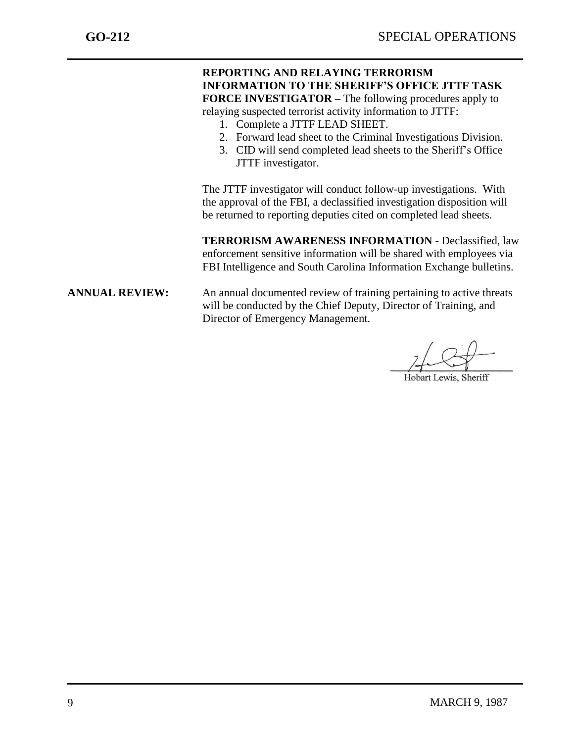**REPORTING AND RELAYING TERRORISM INFORMATION TO THE SHERIFF'S OFFICE JTTF TASK FORCE INVESTIGATOR –** The following procedures apply to relaying suspected terrorist activity information to JTTF:

1. Complete a JTTF LEAD SHEET.
2. Forward lead sheet to the Criminal Investigations Division.
3. CID will send completed lead sheets to the Sheriff's Office JTTF investigator.

The JTTF investigator will conduct follow-up investigations. With the approval of the FBI, a declassified investigation disposition will be returned to reporting deputies cited on completed lead sheets.

**TERRORISM AWARENESS INFORMATION -** Declassified, law enforcement sensitive information will be shared with employees via FBI Intelligence and South Carolina Information Exchange bulletins.

**ANNUAL REVIEW:** An annual documented review of training pertaining to active threats will be conducted by the Chief Deputy, Director of Training, and Director of Emergency Management.

Hobart Lewis, Sheriff